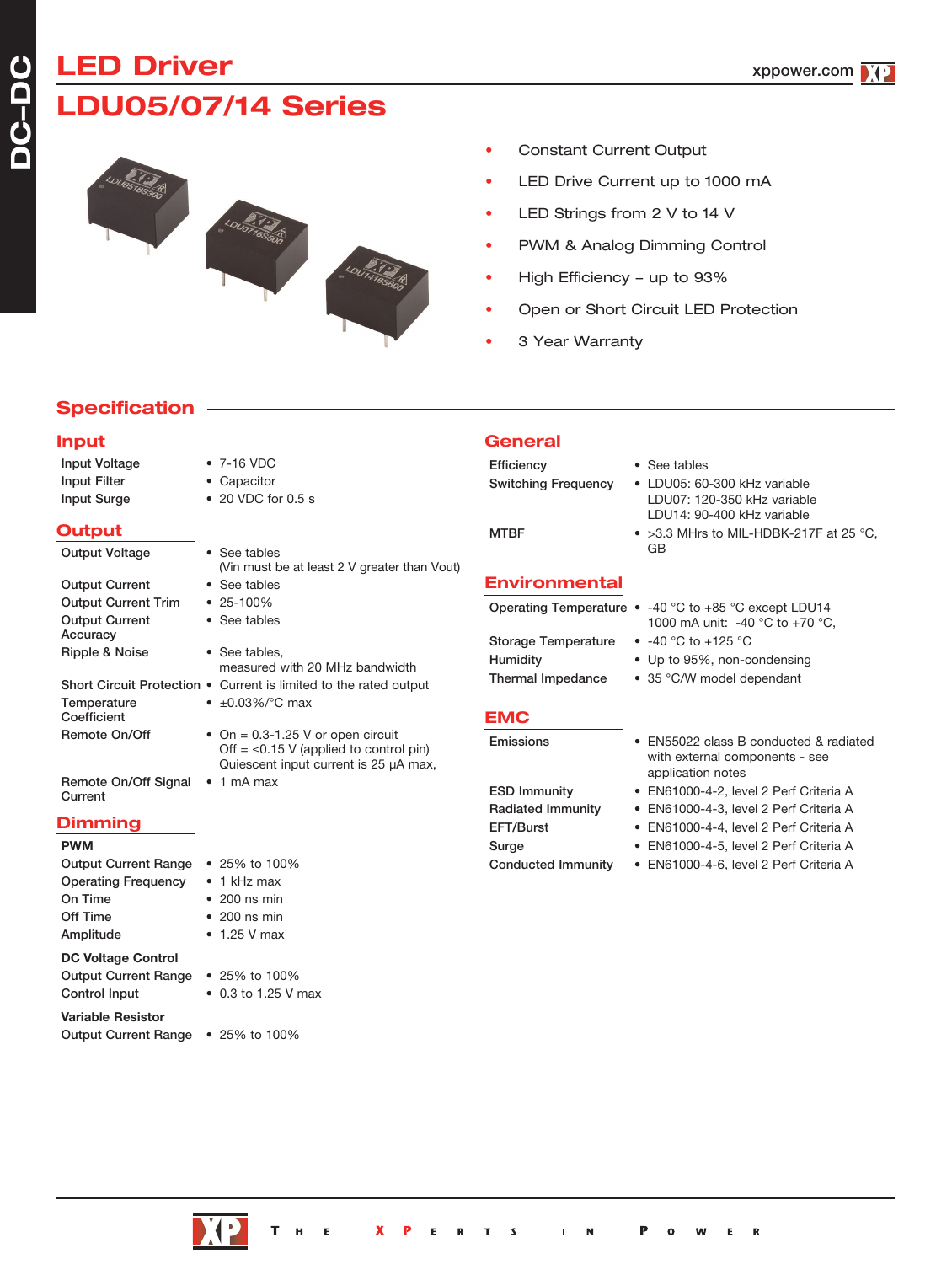# LED Driver

# LDU05/07/14 Series

- Constant Current Output
- LED Drive Current up to 1000 mA
- LED Strings from 2 V to 14 V
- PWM & Analog Dimming Control
- High Efficiency – up to 93%
- Open or Short Circuit LED Protection
- 3 Year Warranty

## Specification

### Input

| | |
|---|---|
| Input Voltage | • 7-16 VDC |
| Input Filter | • Capacitor |
| Input Surge | • 20 VDC for 0.5 s |

### Output

| | |
|---|---|
| Output Voltage | • See tables (Vin must be at least 2 V greater than Vout) |
| Output Current | • See tables |
| Output Current Trim | • 25-100% |
| Output Current Accuracy | • See tables |
| Ripple & Noise | • See tables, measured with 20 MHz bandwidth |
| Short Circuit Protection | • Current is limited to the rated output |
| Temperature Coefficient | • ±0.03%/°C max |
| Remote On/Off | • On = 0.3-1.25 V or open circuit Off = ≤0.15 V (applied to control pin) Quiescent input current is 25 µA max, |
| Remote On/Off Signal Current | • 1 mA max |

### Dimming

**PWM**

| | |
|---|---|
| Output Current Range | • 25% to 100% |
| Operating Frequency | • 1 kHz max |
| On Time | • 200 ns min |
| Off Time | • 200 ns min |
| Amplitude | • 1.25 V max |

**DC Voltage Control**

| | |
|---|---|
| Output Current Range | • 25% to 100% |
| Control Input | • 0.3 to 1.25 V max |

**Variable Resistor**

| | |
|---|---|
| Output Current Range | • 25% to 100% |

### General

| | |
|---|---|
| Efficiency | • See tables |
| Switching Frequency | • LDU05: 60-300 kHz variable LDU07: 120-350 kHz variable LDU14: 90-400 kHz variable |
| MTBF | • >3.3 MHrs to MIL-HDBK-217F at 25 °C, GB |

### Environmental

| | |
|---|---|
| Operating Temperature | • -40 °C to +85 °C except LDU14 1000 mA unit: -40 °C to +70 °C, |
| Storage Temperature | • -40 °C to +125 °C |
| Humidity | • Up to 95%, non-condensing |
| Thermal Impedance | • 35 °C/W model dependant |

### EMC

| | |
|---|---|
| Emissions | • EN55022 class B conducted & radiated with external components - see application notes |
| ESD Immunity | • EN61000-4-2, level 2 Perf Criteria A |
| Radiated Immunity | • EN61000-4-3, level 2 Perf Criteria A |
| EFT/Burst | • EN61000-4-4, level 2 Perf Criteria A |
| Surge | • EN61000-4-5, level 2 Perf Criteria A |
| Conducted Immunity | • EN61000-4-6, level 2 Perf Criteria A |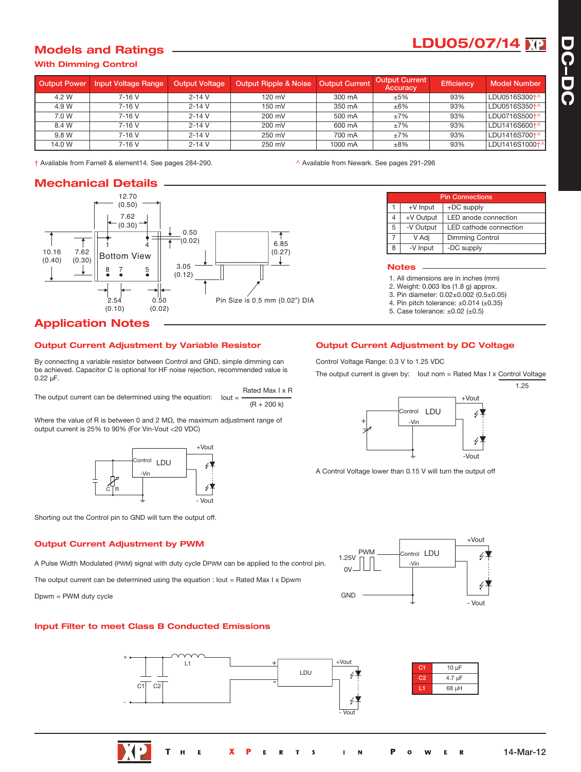# Models and Ratings

## LDU05/07/14

### With Dimming Control

| Output Power | Input Voltage Range | Output Voltage | Output Ripple & Noise | Output Current | Output Current Accuracy | Efficiency | Model Number |
|---|---|---|---|---|---|---|---|
| 4.2 W | 7-16 V | 2-14 V | 120 mV | 300 mA | ±5% | 93% | LDU0516S300†^ |
| 4.9 W | 7-16 V | 2-14 V | 150 mV | 350 mA | ±6% | 93% | LDU0516S350†^ |
| 7.0 W | 7-16 V | 2-14 V | 200 mV | 500 mA | ±7% | 93% | LDU0716S500†^ |
| 8.4 W | 7-16 V | 2-14 V | 200 mV | 600 mA | ±7% | 93% | LDU1416S600†^ |
| 9.8 W | 7-16 V | 2-14 V | 250 mV | 700 mA | ±7% | 93% | LDU1416S700†^ |
| 14.0 W | 7-16 V | 2-14 V | 250 mV | 1000 mA | ±8% | 93% | LDU1416S1000†^ |

† Available from Farnell & element14. See pages 284-290.

^ Available from Newark. See pages 291-296

# Mechanical Details

12.70 (0.50)
7.62 (0.30)
0.50 (0.02)
10.16 (0.40)
7.62 (0.30)
1
4
Bottom View
8 7 5
6.85 (0.27)
3.05 (0.12)
2.54 (0.10)
0.50 (0.02)
Pin Size is 0.5 mm (0.02") DIA

| Pin Connections | | |
|---|---|---|
| 1 | +V Input | +DC supply |
| 4 | +V Output | LED anode connection |
| 5 | -V Output | LED cathode connection |
| 7 | V Adj | Dimming Control |
| 8 | -V Input | -DC supply |

## Notes

1. All dimensions are in inches (mm)
2. Weight: 0.003 lbs (1.8 g) approx.
3. Pin diameter: 0.02±0.002 (0.5±0.05)
4. Pin pitch tolerance: ±0.014 (±0.35)
5. Case tolerance: ±0.02 (±0.5)

# Application Notes

### Output Current Adjustment by Variable Resistor

By connecting a variable resistor between Control and GND, simple dimming can be achieved. Capacitor C is optional for HF noise rejection, recommended value is 0.22 µF.

The output current can be determined using the equation: $I_{out} = \dfrac{\text{Rated Max I} \times R}{(R + 200\text{ k})}$

Where the value of R is between 0 and 2 MΩ, the maximum adjustment range of output current is 25% to 90% (For Vin-Vout <20 VDC)

Control LDU -Vin +Vout - Vout C R

Shorting out the Control pin to GND will turn the output off.

### Output Current Adjustment by DC Voltage

Control Voltage Range: 0.3 V to 1.25 VDC

The output current is given by: $I_{out\ nom} = \text{Rated Max I} \times \dfrac{\text{Control Voltage}}{1.25}$

Control LDU -Vin +Vout -Vout

A Control Voltage lower than 0.15 V will turn the output off

### Output Current Adjustment by PWM

A Pulse Width Modulated (PWM) signal with duty cycle DPWM can be applied to the control pin.

The output current can be determined using the equation : Iout = Rated Max I x Dpwm

Dpwm = PWM duty cycle

1.25V PWM 0V GND Control LDU -Vin +Vout - Vout

### Input Filter to meet Class B Conducted Emissions

\+ - C1 C2 L1 LDU +Vout - Vout

| | |
|---|---|
| C1 | 10 µF |
| C2 | 4.7 µF |
| L1 | 68 µH |

14-Mar-12